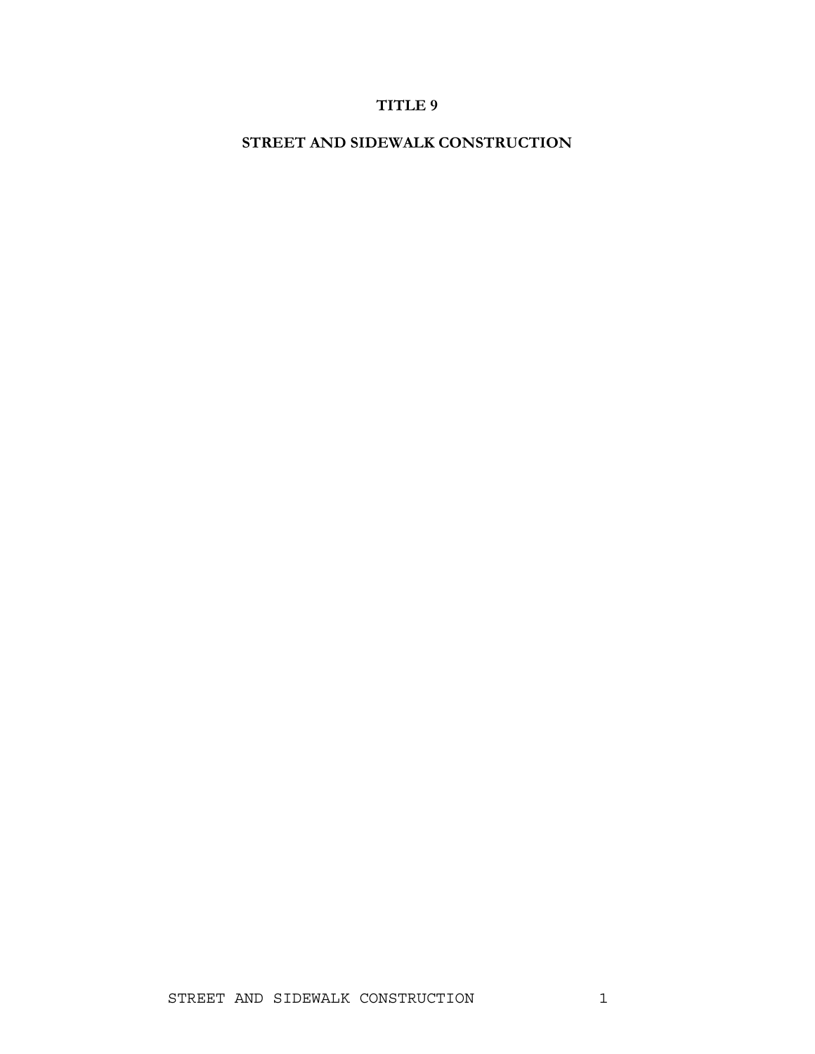# TITLE 9

## STREET AND SIDEWALK CONSTRUCTION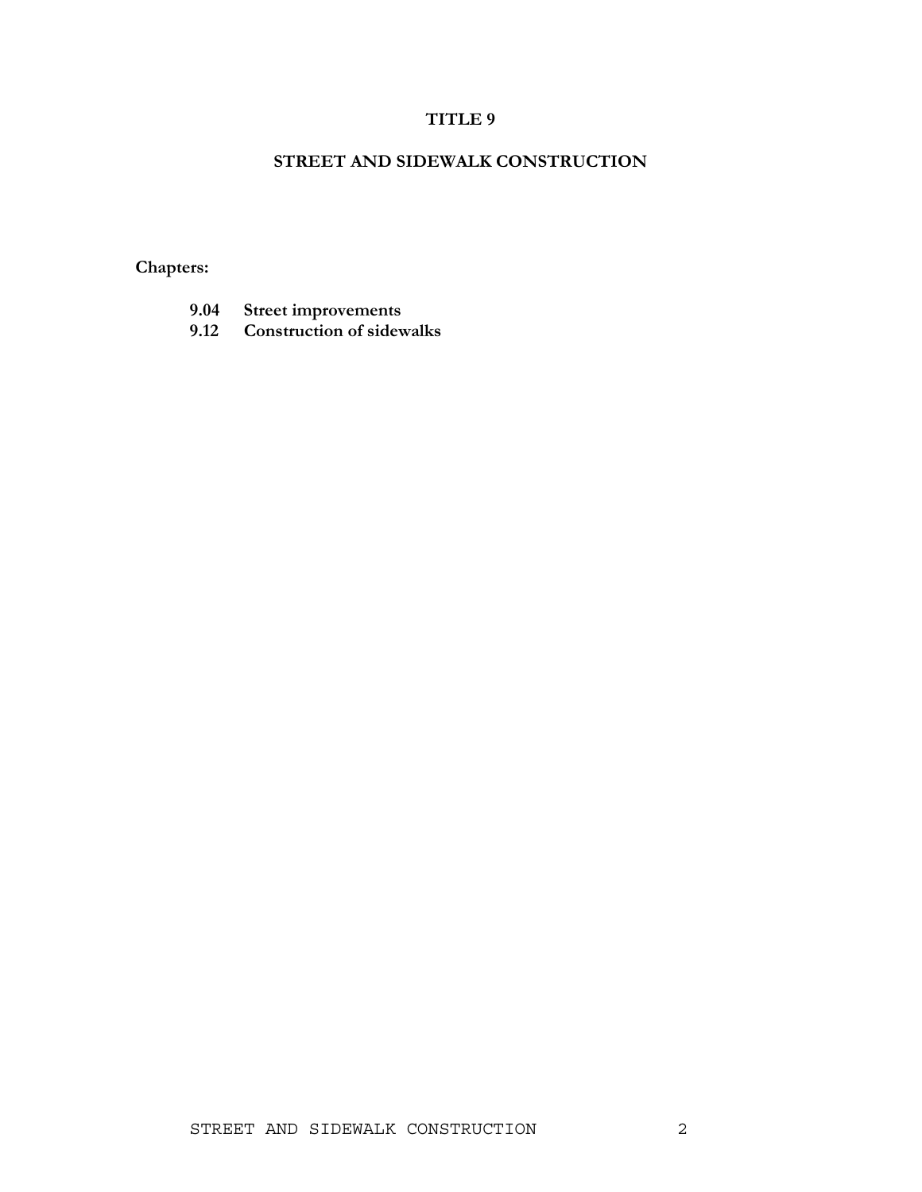# TITLE 9

## STREET AND SIDEWALK CONSTRUCTION

**Chapters:**

- **9.04 Street improvements**
- **9.12 Construction of sidewalks**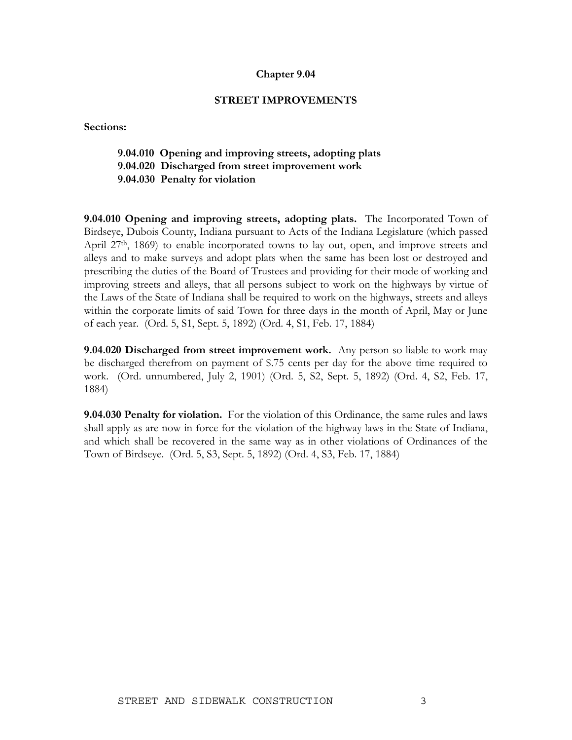# Chapter 9.04

## STREET IMPROVEMENTS

**Sections:**

> **9.04.010 Opening and improving streets, adopting plats**
> **9.04.020 Discharged from street improvement work**
> **9.04.030 Penalty for violation**

**9.04.010 Opening and improving streets, adopting plats.** The Incorporated Town of Birdseye, Dubois County, Indiana pursuant to Acts of the Indiana Legislature (which passed April 27th, 1869) to enable incorporated towns to lay out, open, and improve streets and alleys and to make surveys and adopt plats when the same has been lost or destroyed and prescribing the duties of the Board of Trustees and providing for their mode of working and improving streets and alleys, that all persons subject to work on the highways by virtue of the Laws of the State of Indiana shall be required to work on the highways, streets and alleys within the corporate limits of said Town for three days in the month of April, May or June of each year. (Ord. 5, S1, Sept. 5, 1892) (Ord. 4, S1, Feb. 17, 1884)

**9.04.020 Discharged from street improvement work.** Any person so liable to work may be discharged therefrom on payment of $.75 cents per day for the above time required to work. (Ord. unnumbered, July 2, 1901) (Ord. 5, S2, Sept. 5, 1892) (Ord. 4, S2, Feb. 17, 1884)

**9.04.030 Penalty for violation.** For the violation of this Ordinance, the same rules and laws shall apply as are now in force for the violation of the highway laws in the State of Indiana, and which shall be recovered in the same way as in other violations of Ordinances of the Town of Birdseye. (Ord. 5, S3, Sept. 5, 1892) (Ord. 4, S3, Feb. 17, 1884)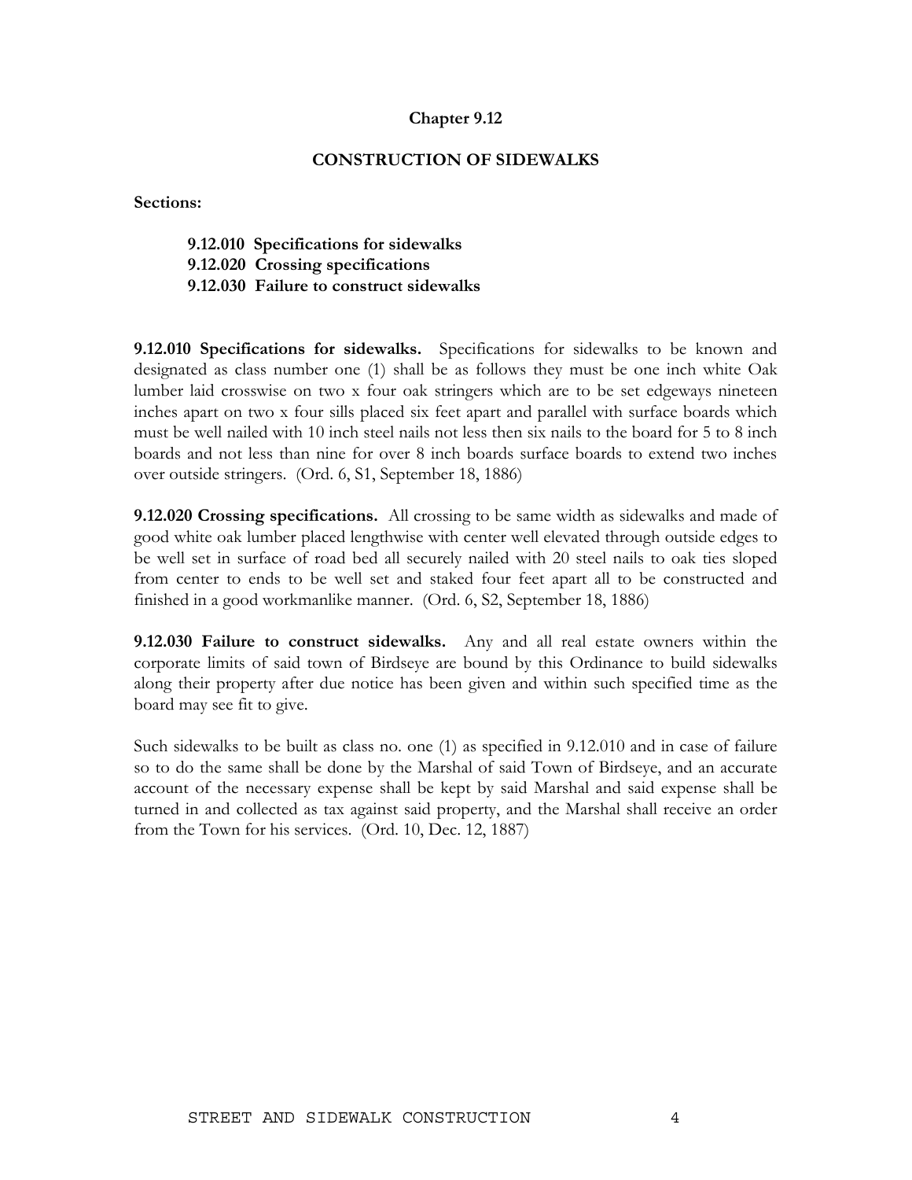# Chapter 9.12

## CONSTRUCTION OF SIDEWALKS

**Sections:**

**9.12.010 Specifications for sidewalks**
**9.12.020 Crossing specifications**
**9.12.030 Failure to construct sidewalks**

**9.12.010 Specifications for sidewalks.** Specifications for sidewalks to be known and designated as class number one (1) shall be as follows they must be one inch white Oak lumber laid crosswise on two x four oak stringers which are to be set edgeways nineteen inches apart on two x four sills placed six feet apart and parallel with surface boards which must be well nailed with 10 inch steel nails not less then six nails to the board for 5 to 8 inch boards and not less than nine for over 8 inch boards surface boards to extend two inches over outside stringers. (Ord. 6, S1, September 18, 1886)

**9.12.020 Crossing specifications.** All crossing to be same width as sidewalks and made of good white oak lumber placed lengthwise with center well elevated through outside edges to be well set in surface of road bed all securely nailed with 20 steel nails to oak ties sloped from center to ends to be well set and staked four feet apart all to be constructed and finished in a good workmanlike manner. (Ord. 6, S2, September 18, 1886)

**9.12.030 Failure to construct sidewalks.** Any and all real estate owners within the corporate limits of said town of Birdseye are bound by this Ordinance to build sidewalks along their property after due notice has been given and within such specified time as the board may see fit to give.

Such sidewalks to be built as class no. one (1) as specified in 9.12.010 and in case of failure so to do the same shall be done by the Marshal of said Town of Birdseye, and an accurate account of the necessary expense shall be kept by said Marshal and said expense shall be turned in and collected as tax against said property, and the Marshal shall receive an order from the Town for his services. (Ord. 10, Dec. 12, 1887)